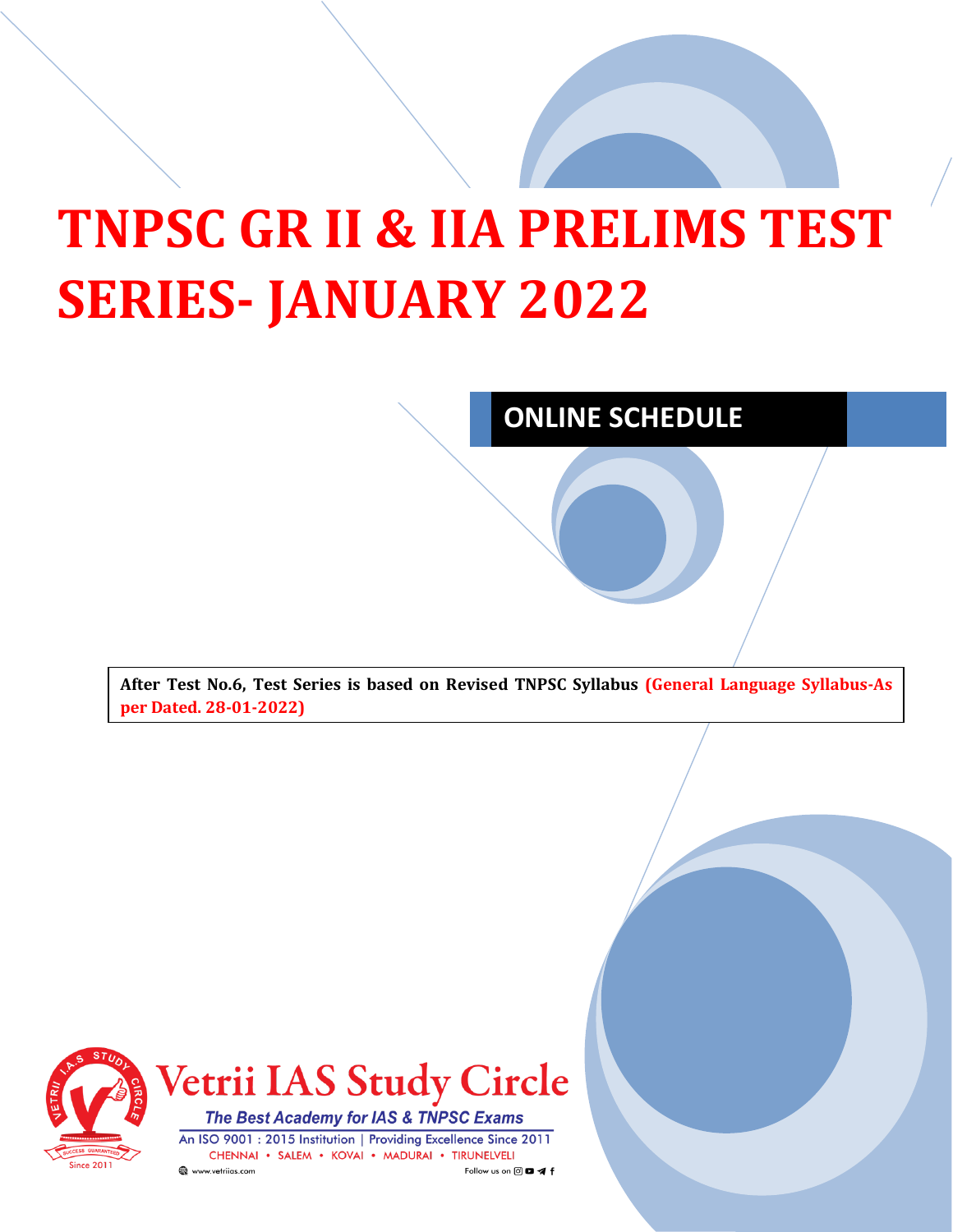# TNPSC GR II & IIA PRELIMS TEST SERIES- JANUARY 2022

## ONLINE SCHEDULE

**After Test No.6, Test Series is based on Revised TNPSC Syllabus (General Language Syllabus-As per Dated. 28-01-2022)**

Vetrii IAS Study Circle

*The Best Academy for IAS & TNPSC Exams*

An ISO 9001 : 2015 Institution | Providing Excellence Since 2011

CHENNAI • SALEM • KOVAI • MADURAI • TIRUNELVELI

www.vetriias.com

Follow us on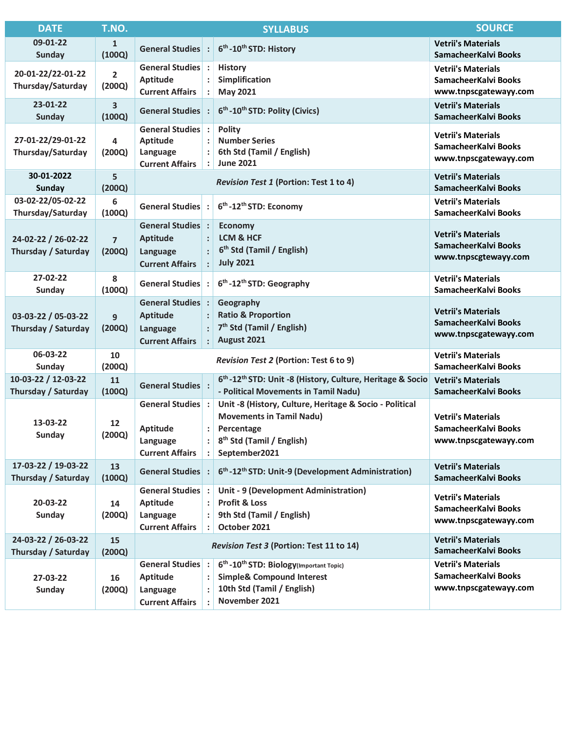| DATE | T.NO. | SYLLABUS | | | SOURCE |
|---|---|---|---|---|---|
| 09-01-22 Sunday | 1 (100Q) | General Studies | : | $6^{th}$-$10^{th}$ STD: History | Vetrii's Materials SamacheerKalvi Books |
| 20-01-22/22-01-22 Thursday/Saturday | 2 (200Q) | General Studies<br>Aptitude<br>Current Affairs | :<br>:<br>: | History<br>Simplification<br>May 2021 | Vetrii's Materials SamacheerKalvi Books www.tnpscgatewayy.com |
| 23-01-22 Sunday | 3 (100Q) | General Studies | : | $6^{th}$-$10^{th}$ STD: Polity (Civics) | Vetrii's Materials SamacheerKalvi Books |
| 27-01-22/29-01-22 Thursday/Saturday | 4 (200Q) | General Studies<br>Aptitude<br>Language<br>Current Affairs | :<br>:<br>:<br>: | Polity<br>Number Series<br>6th Std (Tamil / English)<br>June 2021 | Vetrii's Materials SamacheerKalvi Books www.tnpscgatewayy.com |
| 30-01-2022 Sunday | 5 (200Q) | *Revision Test 1* (Portion: Test 1 to 4) | | | Vetrii's Materials SamacheerKalvi Books |
| 03-02-22/05-02-22 Thursday/Saturday | 6 (100Q) | General Studies | : | $6^{th}$-$12^{th}$ STD: Economy | Vetrii's Materials SamacheerKalvi Books |
| 24-02-22 / 26-02-22 Thursday / Saturday | 7 (200Q) | General Studies<br>Aptitude<br>Language<br>Current Affairs | :<br>:<br>:<br>: | Economy<br>LCM & HCF<br>$6^{th}$ Std (Tamil / English)<br>July 2021 | Vetrii's Materials SamacheerKalvi Books www.tnpscgtewayy.com |
| 27-02-22 Sunday | 8 (100Q) | General Studies | : | $6^{th}$-$12^{th}$ STD: Geography | Vetrii's Materials SamacheerKalvi Books |
| 03-03-22 / 05-03-22 Thursday / Saturday | 9 (200Q) | General Studies<br>Aptitude<br>Language<br>Current Affairs | :<br>:<br>:<br>: | Geography<br>Ratio & Proportion<br>$7^{th}$ Std (Tamil / English)<br>August 2021 | Vetrii's Materials SamacheerKalvi Books www.tnpscgatewayy.com |
| 06-03-22 Sunday | 10 (200Q) | *Revision Test 2* (Portion: Test 6 to 9) | | | Vetrii's Materials SamacheerKalvi Books |
| 10-03-22 / 12-03-22 Thursday / Saturday | 11 (100Q) | General Studies | : | $6^{th}$-$12^{th}$ STD: Unit -8 (History, Culture, Heritage & Socio - Political Movements in Tamil Nadu) | Vetrii's Materials SamacheerKalvi Books |
| 13-03-22 Sunday | 12 (200Q) | General Studies<br>Aptitude<br>Language<br>Current Affairs | :<br>:<br>:<br>: | Unit -8 (History, Culture, Heritage & Socio - Political Movements in Tamil Nadu)<br>Percentage<br>$8^{th}$ Std (Tamil / English)<br>September2021 | Vetrii's Materials SamacheerKalvi Books www.tnpscgatewayy.com |
| 17-03-22 / 19-03-22 Thursday / Saturday | 13 (100Q) | General Studies | : | $6^{th}$-$12^{th}$ STD: Unit-9 (Development Administration) | Vetrii's Materials SamacheerKalvi Books |
| 20-03-22 Sunday | 14 (200Q) | General Studies<br>Aptitude<br>Language<br>Current Affairs | :<br>:<br>:<br>: | Unit - 9 (Development Administration)<br>Profit & Loss<br>9th Std (Tamil / English)<br>October 2021 | Vetrii's Materials SamacheerKalvi Books www.tnpscgatewayy.com |
| 24-03-22 / 26-03-22 Thursday / Saturday | 15 (200Q) | *Revision Test 3* (Portion: Test 11 to 14) | | | Vetrii's Materials SamacheerKalvi Books |
| 27-03-22 Sunday | 16 (200Q) | General Studies<br>Aptitude<br>Language<br>Current Affairs | :<br>:<br>:<br>: | $6^{th}$-$10^{th}$ STD: Biology(Important Topic)<br>Simple& Compound Interest<br>10th Std (Tamil / English)<br>November 2021 | Vetrii's Materials SamacheerKalvi Books www.tnpscgatewayy.com |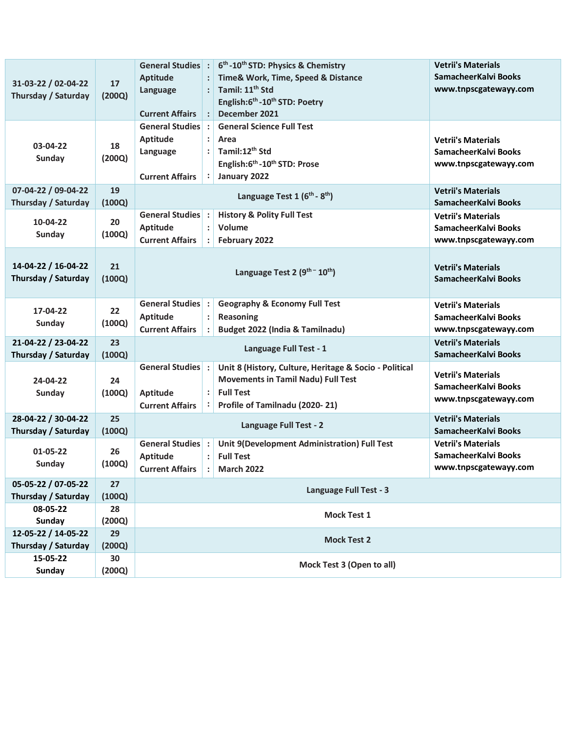| | | | | | |
|---|---|---|---|---|---|
| 31-03-22 / 02-04-22<br>Thursday / Saturday | 17<br>(200Q) | General Studies<br>Aptitude<br>Language<br><br>Current Affairs | :<br>:<br>:<br><br>: | 6th -10th STD: Physics & Chemistry<br>Time& Work, Time, Speed & Distance<br>Tamil: 11th Std<br>English:6th -10th STD: Poetry<br>December 2021 | Vetrii's Materials<br>SamacheerKalvi Books<br>www.tnpscgatewayy.com |
| 03-04-22<br>Sunday | 18<br>(200Q) | General Studies<br>Aptitude<br>Language<br><br>Current Affairs | :<br>:<br>:<br><br>: | General Science Full Test<br>Area<br>Tamil:12th Std<br>English:6th -10th STD: Prose<br>January 2022 | Vetrii's Materials<br>SamacheerKalvi Books<br>www.tnpscgatewayy.com |
| 07-04-22 / 09-04-22<br>Thursday / Saturday | 19<br>(100Q) | Language Test 1 (6th - 8th) | | | Vetrii's Materials<br>SamacheerKalvi Books |
| 10-04-22<br>Sunday | 20<br>(100Q) | General Studies<br>Aptitude<br>Current Affairs | :<br>:<br>: | History & Polity Full Test<br>Volume<br>February 2022 | Vetrii's Materials<br>SamacheerKalvi Books<br>www.tnpscgatewayy.com |
| 14-04-22 / 16-04-22<br>Thursday / Saturday | 21<br>(100Q) | Language Test 2 (9th – 10th) | | | Vetrii's Materials<br>SamacheerKalvi Books |
| 17-04-22<br>Sunday | 22<br>(100Q) | General Studies<br>Aptitude<br>Current Affairs | :<br>:<br>: | Geography & Economy Full Test<br>Reasoning<br>Budget 2022 (India & Tamilnadu) | Vetrii's Materials<br>SamacheerKalvi Books<br>www.tnpscgatewayy.com |
| 21-04-22 / 23-04-22<br>Thursday / Saturday | 23<br>(100Q) | Language Full Test - 1 | | | Vetrii's Materials<br>SamacheerKalvi Books |
| 24-04-22<br>Sunday | 24<br>(100Q) | General Studies<br><br>Aptitude<br>Current Affairs | :<br><br>:<br>: | Unit 8 (History, Culture, Heritage & Socio - Political Movements in Tamil Nadu) Full Test<br>Full Test<br>Profile of Tamilnadu (2020- 21) | Vetrii's Materials<br>SamacheerKalvi Books<br>www.tnpscgatewayy.com |
| 28-04-22 / 30-04-22<br>Thursday / Saturday | 25<br>(100Q) | Language Full Test - 2 | | | Vetrii's Materials<br>SamacheerKalvi Books |
| 01-05-22<br>Sunday | 26<br>(100Q) | General Studies<br>Aptitude<br>Current Affairs | :<br>:<br>: | Unit 9(Development Administration) Full Test<br>Full Test<br>March 2022 | Vetrii's Materials<br>SamacheerKalvi Books<br>www.tnpscgatewayy.com |
| 05-05-22 / 07-05-22<br>Thursday / Saturday | 27<br>(100Q) | Language Full Test - 3 | | | |
| 08-05-22<br>Sunday | 28<br>(200Q) | Mock Test 1 | | | |
| 12-05-22 / 14-05-22<br>Thursday / Saturday | 29<br>(200Q) | Mock Test 2 | | | |
| 15-05-22<br>Sunday | 30<br>(200Q) | Mock Test 3 (Open to all) | | | |